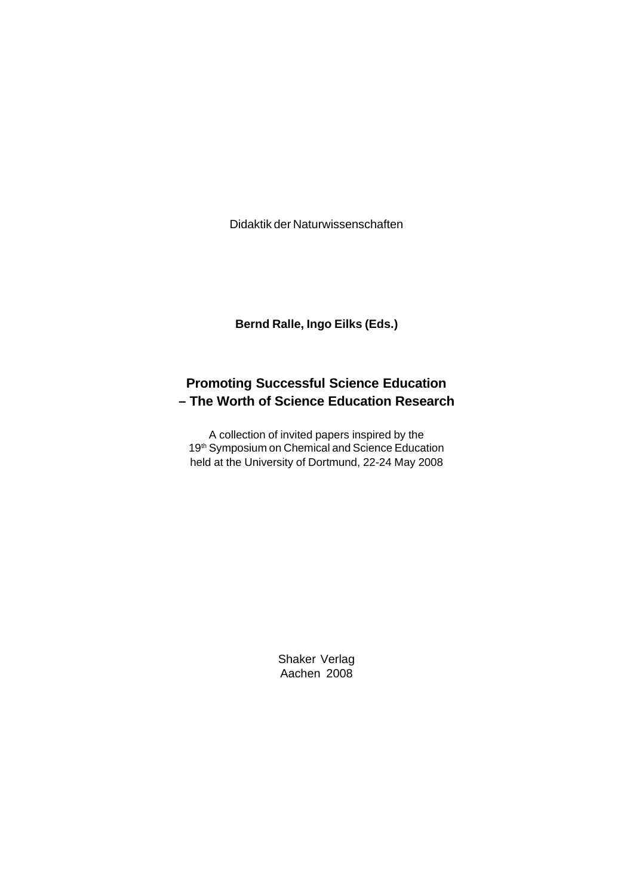Didaktik der Naturwissenschaften

**Bernd Ralle, Ingo Eilks (Eds.)**

# Promoting Successful Science Education – The Worth of Science Education Research

A collection of invited papers inspired by the
19th Symposium on Chemical and Science Education
held at the University of Dortmund, 22-24 May 2008

Shaker Verlag
Aachen 2008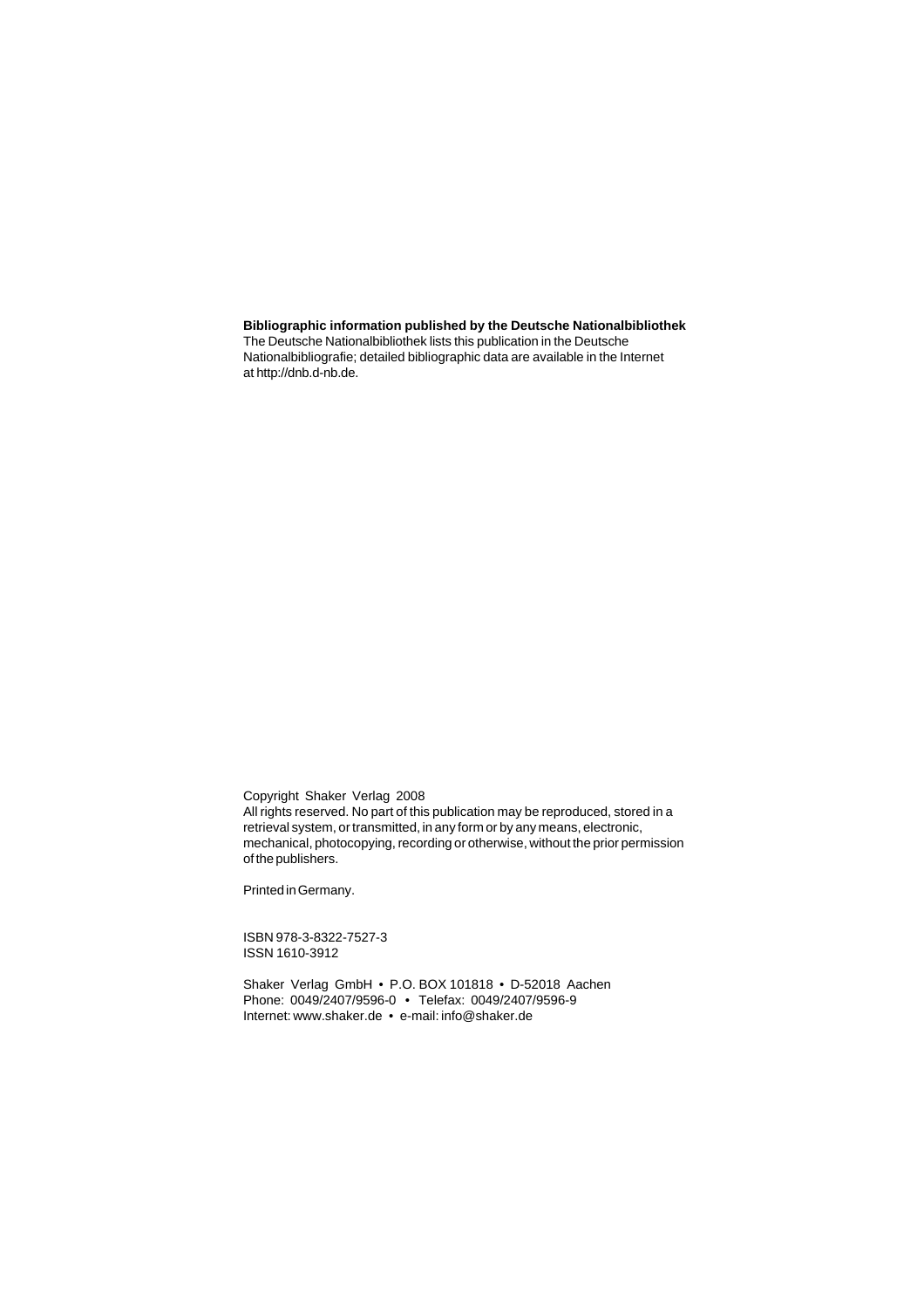**Bibliographic information published by the Deutsche Nationalbibliothek**
The Deutsche Nationalbibliothek lists this publication in the Deutsche Nationalbibliografie; detailed bibliographic data are available in the Internet at http://dnb.d-nb.de.

Copyright Shaker Verlag 2008
All rights reserved. No part of this publication may be reproduced, stored in a retrieval system, or transmitted, in any form or by any means, electronic, mechanical, photocopying, recording or otherwise, without the prior permission of the publishers.

Printed in Germany.

ISBN 978-3-8322-7527-3
ISSN 1610-3912

Shaker Verlag GmbH • P.O. BOX 101818 • D-52018 Aachen
Phone: 0049/2407/9596-0 • Telefax: 0049/2407/9596-9
Internet: www.shaker.de • e-mail: info@shaker.de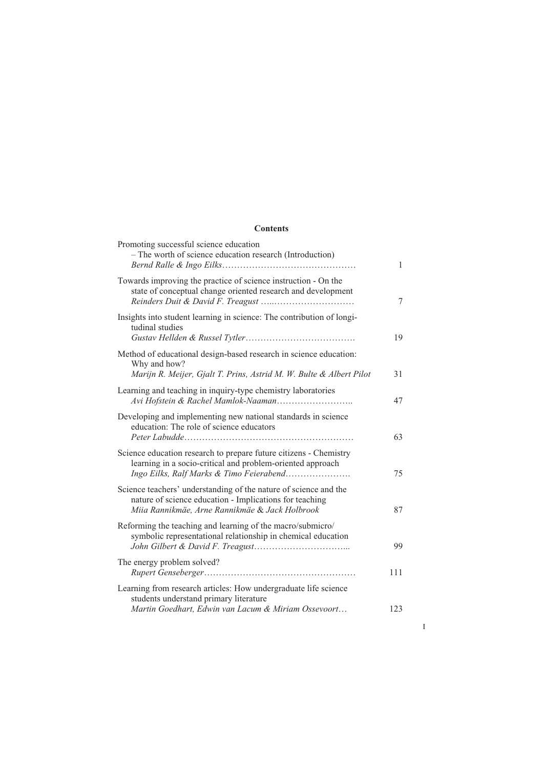# Contents

Promoting successful science education
– The worth of science education research (Introduction)
*Bernd Ralle & Ingo Eilks* ............................................ 1

Towards improving the practice of science instruction - On the state of conceptual change oriented research and development
*Reinders Duit & David F. Treagust* ............................. 7

Insights into student learning in science: The contribution of longitudinal studies
*Gustav Hellden & Russel Tytler* .................................... 19

Method of educational design-based research in science education: Why and how?
*Marijn R. Meijer, Gjalt T. Prins, Astrid M. W. Bulte & Albert Pilot* 31

Learning and teaching in inquiry-type chemistry laboratories
*Avi Hofstein & Rachel Mamlok-Naaman* ......................... 47

Developing and implementing new national standards in science education: The role of science educators
*Peter Labudde* ....................................................... 63

Science education research to prepare future citizens - Chemistry learning in a socio-critical and problem-oriented approach
*Ingo Eilks, Ralf Marks & Timo Feierabend* ...................... 75

Science teachers' understanding of the nature of science and the nature of science education - Implications for teaching
*Miia Rannikmäe, Arne Rannikmäe & Jack Holbrook* 87

Reforming the teaching and learning of the macro/submicro/symbolic representational relationship in chemical education
*John Gilbert & David F. Treagust* ............................... 99

The energy problem solved?
*Rupert Genseberger* ................................................. 111

Learning from research articles: How undergraduate life science students understand primary literature
*Martin Goedhart, Edwin van Lacum & Miriam Ossevoort* ... 123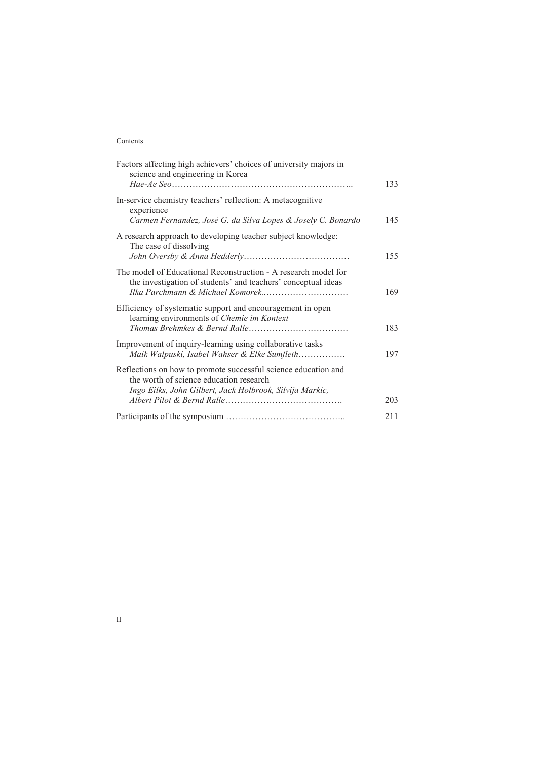Factors affecting high achievers' choices of university majors in science and engineering in Korea
*Hae-Ae Seo* ........................................................ 133

In-service chemistry teachers' reflection: A metacognitive experience
*Carmen Fernandez, José G. da Silva Lopes & Josely C. Bonardo* 145

A research approach to developing teacher subject knowledge: The case of dissolving
*John Oversby & Anna Hedderly* .................................. 155

The model of Educational Reconstruction - A research model for the investigation of students' and teachers' conceptual ideas
*Ilka Parchmann & Michael Komorek* ............................ 169

Efficiency of systematic support and encouragement in open learning environments of *Chemie im Kontext*
*Thomas Brehmkes & Bernd Ralle* ................................ 183

Improvement of inquiry-learning using collaborative tasks
*Maik Walpuski, Isabel Wahser & Elke Sumfleth* ............... 197

Reflections on how to promote successful science education and the worth of science education research
*Ingo Eilks, John Gilbert, Jack Holbrook, Silvija Markic, Albert Pilot & Bernd Ralle* ...................................... 203

Participants of the symposium ...................................... 211